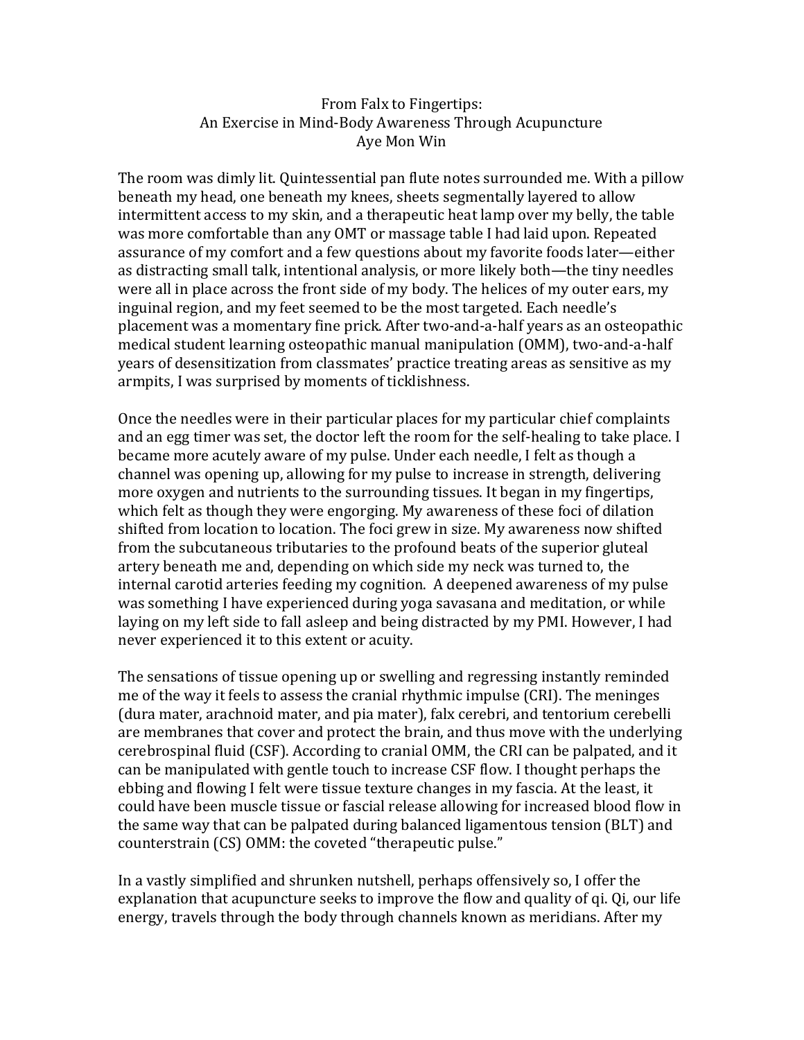# From Falx to Fingertips: An Exercise in Mind-Body Awareness Through Acupuncture

Aye Mon Win

The room was dimly lit. Quintessential pan flute notes surrounded me. With a pillow beneath my head, one beneath my knees, sheets segmentally layered to allow intermittent access to my skin, and a therapeutic heat lamp over my belly, the table was more comfortable than any OMT or massage table I had laid upon. Repeated assurance of my comfort and a few questions about my favorite foods later—either as distracting small talk, intentional analysis, or more likely both—the tiny needles were all in place across the front side of my body. The helices of my outer ears, my inguinal region, and my feet seemed to be the most targeted. Each needle's placement was a momentary fine prick. After two-and-a-half years as an osteopathic medical student learning osteopathic manual manipulation (OMM), two-and-a-half years of desensitization from classmates' practice treating areas as sensitive as my armpits, I was surprised by moments of ticklishness.

Once the needles were in their particular places for my particular chief complaints and an egg timer was set, the doctor left the room for the self-healing to take place. I became more acutely aware of my pulse. Under each needle, I felt as though a channel was opening up, allowing for my pulse to increase in strength, delivering more oxygen and nutrients to the surrounding tissues. It began in my fingertips, which felt as though they were engorging. My awareness of these foci of dilation shifted from location to location. The foci grew in size. My awareness now shifted from the subcutaneous tributaries to the profound beats of the superior gluteal artery beneath me and, depending on which side my neck was turned to, the internal carotid arteries feeding my cognition. A deepened awareness of my pulse was something I have experienced during yoga savasana and meditation, or while laying on my left side to fall asleep and being distracted by my PMI. However, I had never experienced it to this extent or acuity.

The sensations of tissue opening up or swelling and regressing instantly reminded me of the way it feels to assess the cranial rhythmic impulse (CRI). The meninges (dura mater, arachnoid mater, and pia mater), falx cerebri, and tentorium cerebelli are membranes that cover and protect the brain, and thus move with the underlying cerebrospinal fluid (CSF). According to cranial OMM, the CRI can be palpated, and it can be manipulated with gentle touch to increase CSF flow. I thought perhaps the ebbing and flowing I felt were tissue texture changes in my fascia. At the least, it could have been muscle tissue or fascial release allowing for increased blood flow in the same way that can be palpated during balanced ligamentous tension (BLT) and counterstrain (CS) OMM: the coveted "therapeutic pulse."

In a vastly simplified and shrunken nutshell, perhaps offensively so, I offer the explanation that acupuncture seeks to improve the flow and quality of qi. Qi, our life energy, travels through the body through channels known as meridians. After my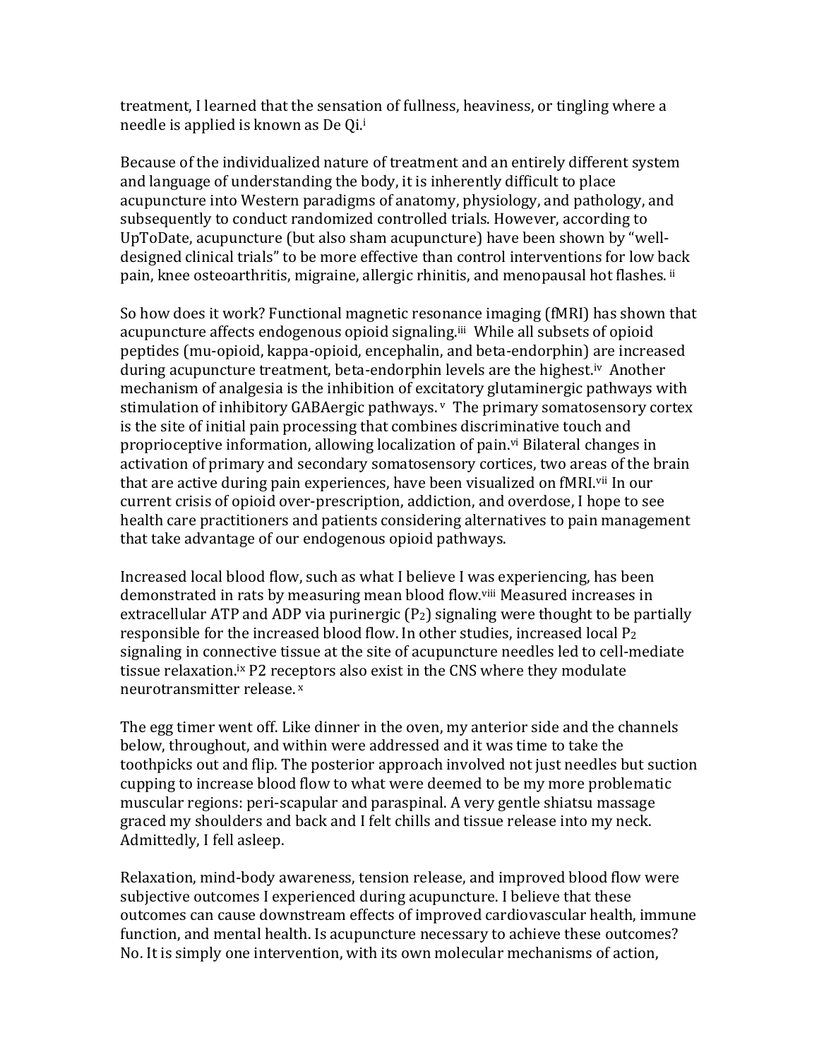treatment, I learned that the sensation of fullness, heaviness, or tingling where a needle is applied is known as De Qi.[i]

Because of the individualized nature of treatment and an entirely different system and language of understanding the body, it is inherently difficult to place acupuncture into Western paradigms of anatomy, physiology, and pathology, and subsequently to conduct randomized controlled trials. However, according to UpToDate, acupuncture (but also sham acupuncture) have been shown by "well-designed clinical trials" to be more effective than control interventions for low back pain, knee osteoarthritis, migraine, allergic rhinitis, and menopausal hot flashes. [ii]

So how does it work? Functional magnetic resonance imaging (fMRI) has shown that acupuncture affects endogenous opioid signaling.[iii] While all subsets of opioid peptides (mu-opioid, kappa-opioid, encephalin, and beta-endorphin) are increased during acupuncture treatment, beta-endorphin levels are the highest.[iv] Another mechanism of analgesia is the inhibition of excitatory glutaminergic pathways with stimulation of inhibitory GABAergic pathways. [v] The primary somatosensory cortex is the site of initial pain processing that combines discriminative touch and proprioceptive information, allowing localization of pain.[vi] Bilateral changes in activation of primary and secondary somatosensory cortices, two areas of the brain that are active during pain experiences, have been visualized on fMRI.[vii] In our current crisis of opioid over-prescription, addiction, and overdose, I hope to see health care practitioners and patients considering alternatives to pain management that take advantage of our endogenous opioid pathways.

Increased local blood flow, such as what I believe I was experiencing, has been demonstrated in rats by measuring mean blood flow.[viii] Measured increases in extracellular ATP and ADP via purinergic ($P_2$) signaling were thought to be partially responsible for the increased blood flow. In other studies, increased local $P_2$ signaling in connective tissue at the site of acupuncture needles led to cell-mediate tissue relaxation.[ix] P2 receptors also exist in the CNS where they modulate neurotransmitter release. [x]

The egg timer went off. Like dinner in the oven, my anterior side and the channels below, throughout, and within were addressed and it was time to take the toothpicks out and flip. The posterior approach involved not just needles but suction cupping to increase blood flow to what were deemed to be my more problematic muscular regions: peri-scapular and paraspinal. A very gentle shiatsu massage graced my shoulders and back and I felt chills and tissue release into my neck. Admittedly, I fell asleep.

Relaxation, mind-body awareness, tension release, and improved blood flow were subjective outcomes I experienced during acupuncture. I believe that these outcomes can cause downstream effects of improved cardiovascular health, immune function, and mental health. Is acupuncture necessary to achieve these outcomes? No. It is simply one intervention, with its own molecular mechanisms of action,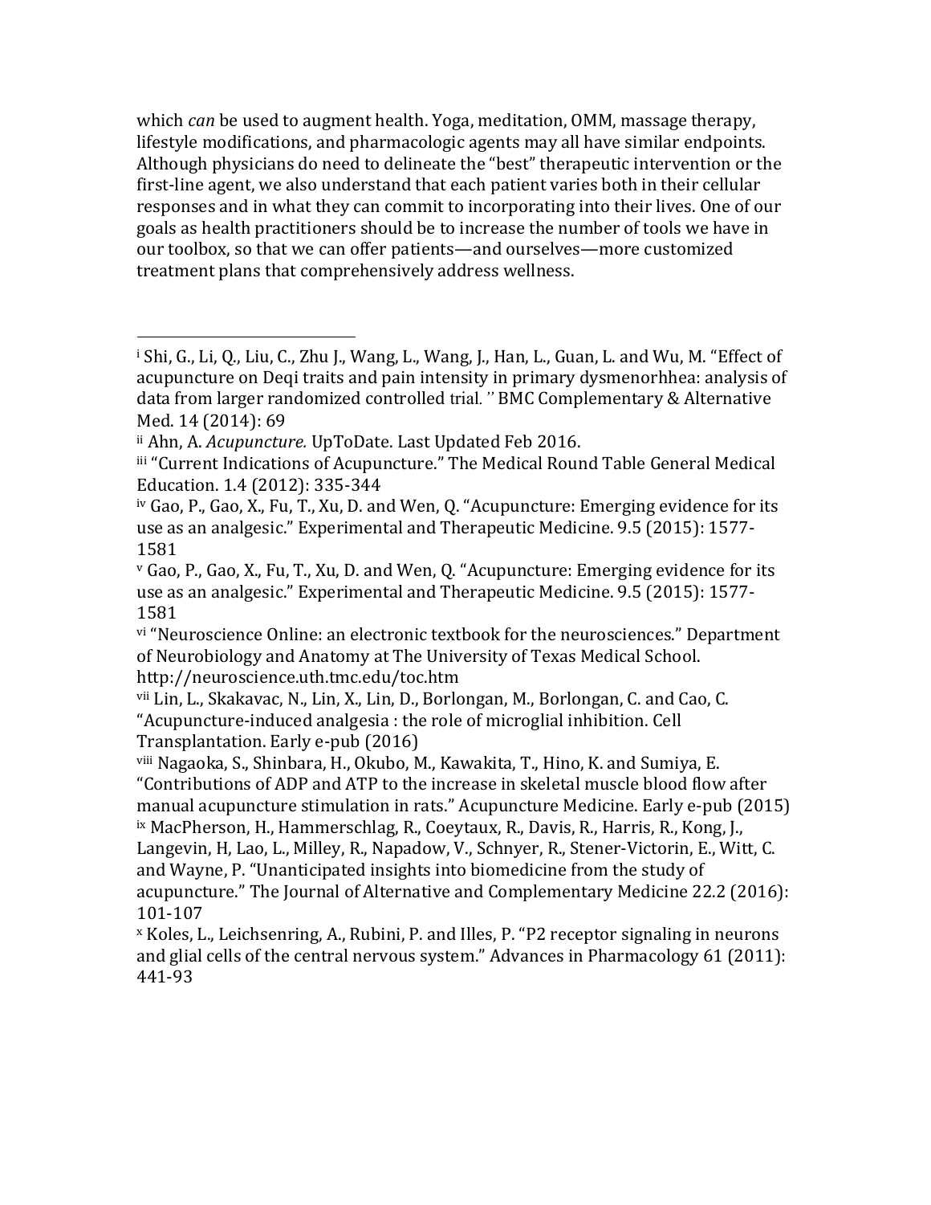which *can* be used to augment health. Yoga, meditation, OMM, massage therapy, lifestyle modifications, and pharmacologic agents may all have similar endpoints. Although physicians do need to delineate the "best" therapeutic intervention or the first-line agent, we also understand that each patient varies both in their cellular responses and in what they can commit to incorporating into their lives. One of our goals as health practitioners should be to increase the number of tools we have in our toolbox, so that we can offer patients—and ourselves—more customized treatment plans that comprehensively address wellness.

---

[i] Shi, G., Li, Q., Liu, C., Zhu J., Wang, L., Wang, J., Han, L., Guan, L. and Wu, M. "Effect of acupuncture on Deqi traits and pain intensity in primary dysmenorrhea: analysis of data from larger randomized controlled trial." BMC Complementary & Alternative Med. 14 (2014): 69

[ii] Ahn, A. *Acupuncture.* UpToDate. Last Updated Feb 2016.

[iii] "Current Indications of Acupuncture." The Medical Round Table General Medical Education. 1.4 (2012): 335-344

[iv] Gao, P., Gao, X., Fu, T., Xu, D. and Wen, Q. "Acupuncture: Emerging evidence for its use as an analgesic." Experimental and Therapeutic Medicine. 9.5 (2015): 1577-1581

[v] Gao, P., Gao, X., Fu, T., Xu, D. and Wen, Q. "Acupuncture: Emerging evidence for its use as an analgesic." Experimental and Therapeutic Medicine. 9.5 (2015): 1577-1581

[vi] "Neuroscience Online: an electronic textbook for the neurosciences." Department of Neurobiology and Anatomy at The University of Texas Medical School. http://neuroscience.uth.tmc.edu/toc.htm

[vii] Lin, L., Skakavac, N., Lin, X., Lin, D., Borlongan, M., Borlongan, C. and Cao, C. "Acupuncture-induced analgesia : the role of microglial inhibition. Cell Transplantation. Early e-pub (2016)

[viii] Nagaoka, S., Shinbara, H., Okubo, M., Kawakita, T., Hino, K. and Sumiya, E. "Contributions of ADP and ATP to the increase in skeletal muscle blood flow after manual acupuncture stimulation in rats." Acupuncture Medicine. Early e-pub (2015)

[ix] MacPherson, H., Hammerschlag, R., Coeytaux, R., Davis, R., Harris, R., Kong, J., Langevin, H, Lao, L., Milley, R., Napadow, V., Schnyer, R., Stener-Victorin, E., Witt, C. and Wayne, P. "Unanticipated insights into biomedicine from the study of acupuncture." The Journal of Alternative and Complementary Medicine 22.2 (2016): 101-107

[x] Koles, L., Leichsenring, A., Rubini, P. and Illes, P. "P2 receptor signaling in neurons and glial cells of the central nervous system." Advances in Pharmacology 61 (2011): 441-93